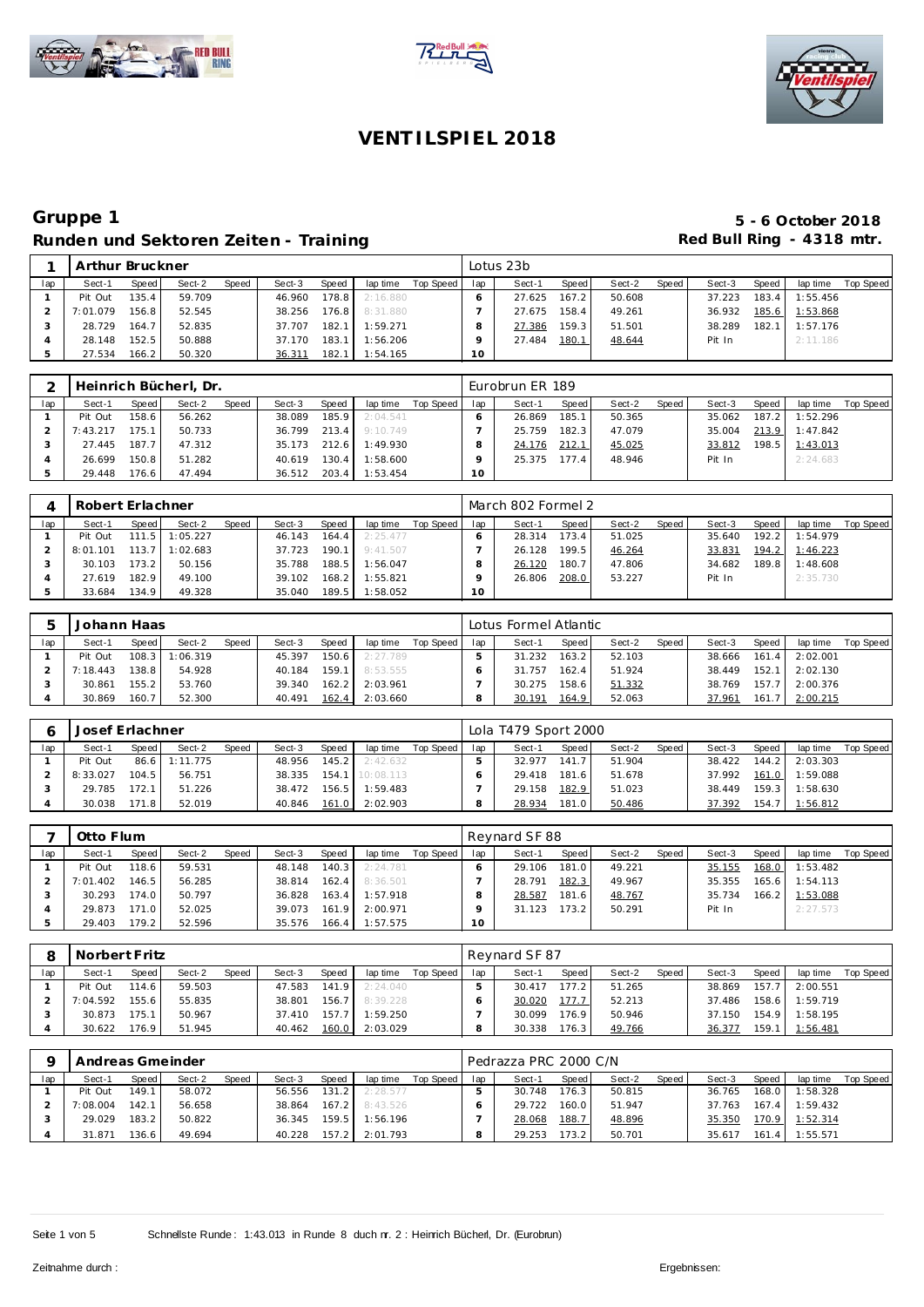# VENTILSPIEL 2018

## Gruppe 1

**5 - 6 October 2018**

### Runden und Sektoren Zeiten - Training

**Red Bull Ring - 4318 mtr.**

| 1 | Arthur Bruckner | | | | | | | | | Lotus 23b | | | | | | | | | |
|---|---|---|---|---|---|---|---|---|---|---|---|---|---|---|---|---|---|---|---|
| lap | Sect-1 | Speed | Sect-2 | Speed | Sect-3 | Speed | lap time | Top Speed | lap | Sect-1 | Speed | Sect-2 | Speed | Sect-3 | Speed | lap time | Top Speed |
| 1 | Pit Out | 135.4 | 59.709 | | 46.960 | 178.8 | 2:16.880 | | 6 | 27.625 | 167.2 | 50.608 | | 37.223 | 183.4 | 1:55.456 | |
| 2 | 7:01.079 | 156.8 | 52.545 | | 38.256 | 176.8 | 8:31.880 | | 7 | 27.675 | 158.4 | 49.261 | | 36.932 | 185.6 | 1:53.868 | |
| 3 | 28.729 | 164.7 | 52.835 | | 37.707 | 182.1 | 1:59.271 | | 8 | 27.386 | 159.3 | 51.501 | | 38.289 | 182.1 | 1:57.176 | |
| 4 | 28.148 | 152.5 | 50.888 | | 37.170 | 183.1 | 1:56.206 | | 9 | 27.484 | 180.1 | 48.644 | | Pit In | | 2:11.186 | |
| 5 | 27.534 | 166.2 | 50.320 | | 36.311 | 182.1 | 1:54.165 | | 10 | | | | | | | | |

| 2 | Heinrich Bücherl, Dr. | | | | | | | | | Eurobrun ER 189 | | | | | | | | | |
|---|---|---|---|---|---|---|---|---|---|---|---|---|---|---|---|---|---|---|---|
| lap | Sect-1 | Speed | Sect-2 | Speed | Sect-3 | Speed | lap time | Top Speed | lap | Sect-1 | Speed | Sect-2 | Speed | Sect-3 | Speed | lap time | Top Speed |
| 1 | Pit Out | 158.6 | 56.262 | | 38.089 | 185.9 | 2:04.541 | | 6 | 26.869 | 185.1 | 50.365 | | 35.062 | 187.2 | 1:52.296 | |
| 2 | 7:43.217 | 175.1 | 50.733 | | 36.799 | 213.4 | 9:10.749 | | 7 | 25.759 | 182.3 | 47.079 | | 35.004 | 213.9 | 1:47.842 | |
| 3 | 27.445 | 187.7 | 47.312 | | 35.173 | 212.6 | 1:49.930 | | 8 | 24.176 | 212.1 | 45.025 | | 33.812 | 198.5 | 1:43.013 | |
| 4 | 26.699 | 150.8 | 51.282 | | 40.619 | 130.4 | 1:58.600 | | 9 | 25.375 | 177.4 | 48.946 | | Pit In | | 2:24.683 | |
| 5 | 29.448 | 176.6 | 47.494 | | 36.512 | 203.4 | 1:53.454 | | 10 | | | | | | | | |

| 4 | Robert Erlachner | | | | | | | | | March 802 Formel 2 | | | | | | | | | |
|---|---|---|---|---|---|---|---|---|---|---|---|---|---|---|---|---|---|---|---|
| lap | Sect-1 | Speed | Sect-2 | Speed | Sect-3 | Speed | lap time | Top Speed | lap | Sect-1 | Speed | Sect-2 | Speed | Sect-3 | Speed | lap time | Top Speed |
| 1 | Pit Out | 111.5 | 1:05.227 | | 46.143 | 164.4 | 2:25.477 | | 6 | 28.314 | 173.4 | 51.025 | | 35.640 | 192.2 | 1:54.979 | |
| 2 | 8:01.101 | 113.7 | 1:02.683 | | 37.723 | 190.1 | 9:41.507 | | 7 | 26.128 | 199.5 | 46.264 | | 33.831 | 194.2 | 1:46.223 | |
| 3 | 30.103 | 173.2 | 50.156 | | 35.788 | 188.5 | 1:56.047 | | 8 | 26.120 | 180.7 | 47.806 | | 34.682 | 189.8 | 1:48.608 | |
| 4 | 27.619 | 182.9 | 49.100 | | 39.102 | 168.2 | 1:55.821 | | 9 | 26.806 | 208.0 | 53.227 | | Pit In | | 2:35.730 | |
| 5 | 33.684 | 134.9 | 49.328 | | 35.040 | 189.5 | 1:58.052 | | 10 | | | | | | | | |

| 5 | Johann Haas | | | | | | | | | Lotus Formel Atlantic | | | | | | | | | |
|---|---|---|---|---|---|---|---|---|---|---|---|---|---|---|---|---|---|---|---|
| lap | Sect-1 | Speed | Sect-2 | Speed | Sect-3 | Speed | lap time | Top Speed | lap | Sect-1 | Speed | Sect-2 | Speed | Sect-3 | Speed | lap time | Top Speed |
| 1 | Pit Out | 108.3 | 1:06.319 | | 45.397 | 150.6 | 2:27.789 | | 5 | 31.232 | 163.2 | 52.103 | | 38.666 | 161.4 | 2:02.001 | |
| 2 | 7:18.443 | 138.8 | 54.928 | | 40.184 | 159.1 | 8:53.555 | | 6 | 31.757 | 162.4 | 51.924 | | 38.449 | 152.1 | 2:02.130 | |
| 3 | 30.861 | 155.2 | 53.760 | | 39.340 | 162.2 | 2:03.961 | | 7 | 30.275 | 158.6 | 51.332 | | 38.769 | 157.7 | 2:00.376 | |
| 4 | 30.869 | 160.7 | 52.300 | | 40.491 | 162.4 | 2:03.660 | | 8 | 30.191 | 164.9 | 52.063 | | 37.961 | 161.7 | 2:00.215 | |

| 6 | Josef Erlachner | | | | | | | | | Lola T479 Sport 2000 | | | | | | | | | |
|---|---|---|---|---|---|---|---|---|---|---|---|---|---|---|---|---|---|---|---|
| lap | Sect-1 | Speed | Sect-2 | Speed | Sect-3 | Speed | lap time | Top Speed | lap | Sect-1 | Speed | Sect-2 | Speed | Sect-3 | Speed | lap time | Top Speed |
| 1 | Pit Out | 86.6 | 1:11.775 | | 48.956 | 145.2 | 2:42.632 | | 5 | 32.977 | 141.7 | 51.904 | | 38.422 | 144.2 | 2:03.303 | |
| 2 | 8:33.027 | 104.5 | 56.751 | | 38.335 | 154.1 | 10:08.113 | | 6 | 29.418 | 181.6 | 51.678 | | 37.992 | 161.0 | 1:59.088 | |
| 3 | 29.785 | 172.1 | 51.226 | | 38.472 | 156.5 | 1:59.483 | | 7 | 29.158 | 182.9 | 51.023 | | 38.449 | 159.3 | 1:58.630 | |
| 4 | 30.038 | 171.8 | 52.019 | | 40.846 | 161.0 | 2:02.903 | | 8 | 28.934 | 181.0 | 50.486 | | 37.392 | 154.7 | 1:56.812 | |

| 7 | Otto Flum | | | | | | | | | Reynard SF 88 | | | | | | | | | |
|---|---|---|---|---|---|---|---|---|---|---|---|---|---|---|---|---|---|---|---|
| lap | Sect-1 | Speed | Sect-2 | Speed | Sect-3 | Speed | lap time | Top Speed | lap | Sect-1 | Speed | Sect-2 | Speed | Sect-3 | Speed | lap time | Top Speed |
| 1 | Pit Out | 118.6 | 59.531 | | 48.148 | 140.3 | 2:24.781 | | 6 | 29.106 | 181.0 | 49.221 | | 35.155 | 168.0 | 1:53.482 | |
| 2 | 7:01.402 | 146.5 | 56.285 | | 38.814 | 162.4 | 8:36.501 | | 7 | 28.791 | 182.3 | 49.967 | | 35.355 | 165.6 | 1:54.113 | |
| 3 | 30.293 | 174.0 | 50.797 | | 36.828 | 163.4 | 1:57.918 | | 8 | 28.587 | 181.6 | 48.767 | | 35.734 | 166.2 | 1:53.088 | |
| 4 | 29.873 | 171.0 | 52.025 | | 39.073 | 161.9 | 2:00.971 | | 9 | 31.123 | 173.2 | 50.291 | | Pit In | | 2:27.573 | |
| 5 | 29.403 | 179.2 | 52.596 | | 35.576 | 166.4 | 1:57.575 | | 10 | | | | | | | | |

| 8 | Norbert Fritz | | | | | | | | | Reynard SF 87 | | | | | | | | | |
|---|---|---|---|---|---|---|---|---|---|---|---|---|---|---|---|---|---|---|---|
| lap | Sect-1 | Speed | Sect-2 | Speed | Sect-3 | Speed | lap time | Top Speed | lap | Sect-1 | Speed | Sect-2 | Speed | Sect-3 | Speed | lap time | Top Speed |
| 1 | Pit Out | 114.6 | 59.503 | | 47.583 | 141.9 | 2:24.040 | | 5 | 30.417 | 177.2 | 51.265 | | 38.869 | 157.7 | 2:00.551 | |
| 2 | 7:04.592 | 155.6 | 55.835 | | 38.801 | 156.7 | 8:39.228 | | 6 | 30.020 | 177.7 | 52.213 | | 37.486 | 158.6 | 1:59.719 | |
| 3 | 30.873 | 175.1 | 50.967 | | 37.410 | 157.7 | 1:59.250 | | 7 | 30.099 | 176.9 | 50.946 | | 37.150 | 154.9 | 1:58.195 | |
| 4 | 30.622 | 176.9 | 51.945 | | 40.462 | 160.0 | 2:03.029 | | 8 | 30.338 | 176.3 | 49.766 | | 36.377 | 159.1 | 1:56.481 | |

| 9 | Andreas Gmeinder | | | | | | | | | Pedrazza PRC 2000 C/N | | | | | | | | | |
|---|---|---|---|---|---|---|---|---|---|---|---|---|---|---|---|---|---|---|---|
| lap | Sect-1 | Speed | Sect-2 | Speed | Sect-3 | Speed | lap time | Top Speed | lap | Sect-1 | Speed | Sect-2 | Speed | Sect-3 | Speed | lap time | Top Speed |
| 1 | Pit Out | 149.1 | 58.072 | | 56.556 | 131.2 | 2:28.577 | | 5 | 30.748 | 176.3 | 50.815 | | 36.765 | 168.0 | 1:58.328 | |
| 2 | 7:08.004 | 142.1 | 56.658 | | 38.864 | 167.2 | 8:43.526 | | 6 | 29.722 | 160.0 | 51.947 | | 37.763 | 167.4 | 1:59.432 | |
| 3 | 29.029 | 183.2 | 50.822 | | 36.345 | 159.5 | 1:56.196 | | 7 | 28.068 | 188.7 | 48.896 | | 35.350 | 170.9 | 1:52.314 | |
| 4 | 31.871 | 136.6 | 49.694 | | 40.228 | 157.2 | 2:01.793 | | 8 | 29.253 | 173.2 | 50.701 | | 35.617 | 161.4 | 1:55.571 | |

Schnellste Runde : 1:43.013 in Runde 8 duch nr. 2 : Heinrich Bücherl, Dr. (Eurobrun)

Zeitnahme durch :

Ergebnissen: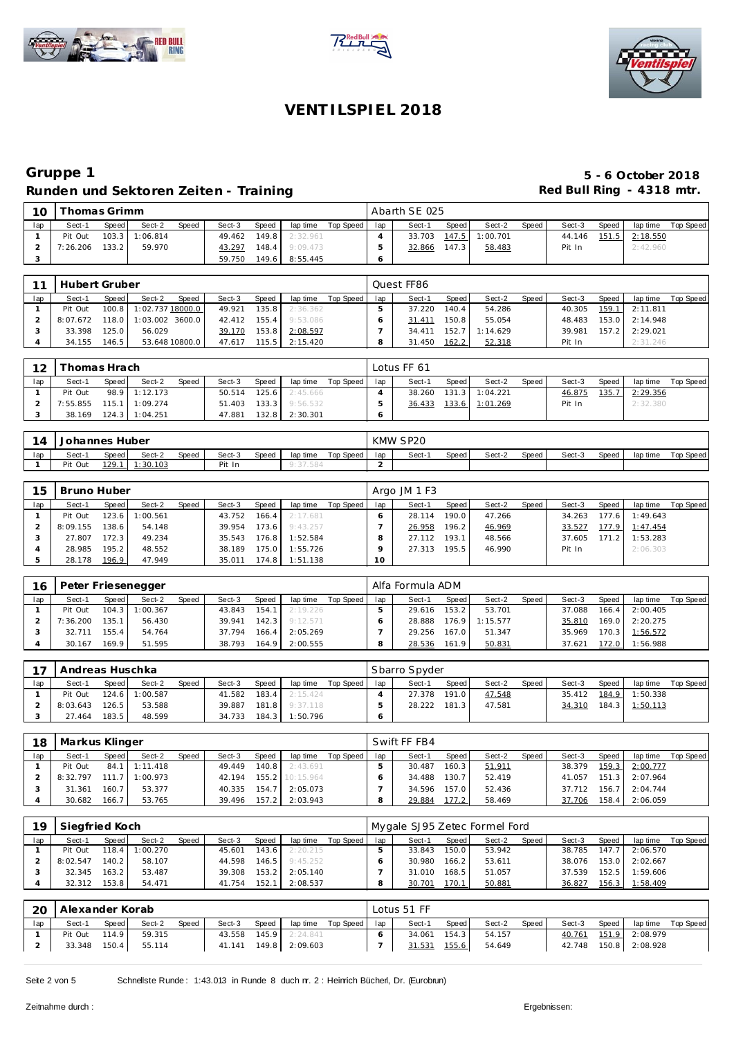# VENTILSPIEL 2018

## Gruppe 1

**Runden und Sektoren Zeiten - Training**

**5 - 6 October 2018**
**Red Bull Ring - 4318 mtr.**

| 10 | Thomas Grimm | | | | | | | | Abarth SE 025 | | | | | | | | |
|---|---|---|---|---|---|---|---|---|---|---|---|---|---|---|---|---|---|
| lap | Sect-1 | Speed | Sect-2 | Speed | Sect-3 | Speed | lap time | Top Speed | lap | Sect-1 | Speed | Sect-2 | Speed | Sect-3 | Speed | lap time | Top Speed |
| 1 | Pit Out | 103.3 | 1:06.814 | | 49.462 | 149.8 | 2:32.961 | | 4 | 33.703 | 147.5 | 1:00.701 | | 44.146 | 151.5 | 2:18.550 | |
| 2 | 7:26.206 | 133.2 | 59.970 | | 43.297 | 148.4 | 9:09.473 | | 5 | 32.866 | 147.3 | 58.483 | | Pit In | | 2:42.960 | |
| 3 | | | | | 59.750 | 149.6 | 8:55.445 | | 6 | | | | | | | | |

| 11 | Hubert Gruber | | | | | | | | Quest FF86 | | | | | | | | |
|---|---|---|---|---|---|---|---|---|---|---|---|---|---|---|---|---|---|
| lap | Sect-1 | Speed | Sect-2 | Speed | Sect-3 | Speed | lap time | Top Speed | lap | Sect-1 | Speed | Sect-2 | Speed | Sect-3 | Speed | lap time | Top Speed |
| 1 | Pit Out | 100.8 | 1:02.737 | 18000.0 | 49.921 | 135.8 | 2:36.362 | | 5 | 37.220 | 140.4 | 54.286 | | 40.305 | 159.1 | 2:11.811 | |
| 2 | 8:07.672 | 118.0 | 1:03.002 | 3600.0 | 42.412 | 155.4 | 9:53.086 | | 6 | 31.411 | 150.8 | 55.054 | | 48.483 | 153.0 | 2:14.948 | |
| 3 | 33.398 | 125.0 | 56.029 | | 39.170 | 153.8 | 2:08.597 | | 7 | 34.411 | 152.7 | 1:14.629 | | 39.981 | 157.2 | 2:29.021 | |
| 4 | 34.155 | 146.5 | 53.648 | 10800.0 | 47.617 | 115.5 | 2:15.420 | | 8 | 31.450 | 162.2 | 52.318 | | Pit In | | 2:31.246 | |

| 12 | Thomas Hrach | | | | | | | | Lotus FF 61 | | | | | | | | |
|---|---|---|---|---|---|---|---|---|---|---|---|---|---|---|---|---|---|
| lap | Sect-1 | Speed | Sect-2 | Speed | Sect-3 | Speed | lap time | Top Speed | lap | Sect-1 | Speed | Sect-2 | Speed | Sect-3 | Speed | lap time | Top Speed |
| 1 | Pit Out | 98.9 | 1:12.173 | | 50.514 | 125.6 | 2:45.666 | | 4 | 38.260 | 131.3 | 1:04.221 | | 46.875 | 135.7 | 2:29.356 | |
| 2 | 7:55.855 | 115.1 | 1:09.274 | | 51.403 | 133.3 | 9:56.532 | | 5 | 36.433 | 133.6 | 1:01.269 | | Pit In | | 2:32.380 | |
| 3 | 38.169 | 124.3 | 1:04.251 | | 47.881 | 132.8 | 2:30.301 | | 6 | | | | | | | | |

| 14 | Johannes Huber | | | | | | | | KMW SP20 | | | | | | | | |
|---|---|---|---|---|---|---|---|---|---|---|---|---|---|---|---|---|---|
| lap | Sect-1 | Speed | Sect-2 | Speed | Sect-3 | Speed | lap time | Top Speed | lap | Sect-1 | Speed | Sect-2 | Speed | Sect-3 | Speed | lap time | Top Speed |
| 1 | Pit Out | 129.1 | 1:30.103 | | Pit In | | 9:37.584 | | 2 | | | | | | | | |

| 15 | Bruno Huber | | | | | | | | Argo JM 1 F3 | | | | | | | | |
|---|---|---|---|---|---|---|---|---|---|---|---|---|---|---|---|---|---|
| lap | Sect-1 | Speed | Sect-2 | Speed | Sect-3 | Speed | lap time | Top Speed | lap | Sect-1 | Speed | Sect-2 | Speed | Sect-3 | Speed | lap time | Top Speed |
| 1 | Pit Out | 123.6 | 1:00.561 | | 43.752 | 166.4 | 2:17.681 | | 6 | 28.114 | 190.0 | 47.266 | | 34.263 | 177.6 | 1:49.643 | |
| 2 | 8:09.155 | 138.6 | 54.148 | | 39.954 | 173.6 | 9:43.257 | | 7 | 26.958 | 196.2 | 46.969 | | 33.527 | 177.9 | 1:47.454 | |
| 3 | 27.807 | 172.3 | 49.234 | | 35.543 | 176.8 | 1:52.584 | | 8 | 27.112 | 193.1 | 48.566 | | 37.605 | 171.2 | 1:53.283 | |
| 4 | 28.985 | 195.2 | 48.552 | | 38.189 | 175.0 | 1:55.726 | | 9 | 27.313 | 195.5 | 46.990 | | Pit In | | 2:06.303 | |
| 5 | 28.178 | 196.9 | 47.949 | | 35.011 | 174.8 | 1:51.138 | | 10 | | | | | | | | |

| 16 | Peter Friesenegger | | | | | | | | Alfa Formula ADM | | | | | | | | |
|---|---|---|---|---|---|---|---|---|---|---|---|---|---|---|---|---|---|
| lap | Sect-1 | Speed | Sect-2 | Speed | Sect-3 | Speed | lap time | Top Speed | lap | Sect-1 | Speed | Sect-2 | Speed | Sect-3 | Speed | lap time | Top Speed |
| 1 | Pit Out | 104.3 | 1:00.367 | | 43.843 | 154.1 | 2:19.226 | | 5 | 29.616 | 153.2 | 53.701 | | 37.088 | 166.4 | 2:00.405 | |
| 2 | 7:36.200 | 135.1 | 56.430 | | 39.941 | 142.3 | 9:12.571 | | 6 | 28.888 | 176.9 | 1:15.577 | | 35.810 | 169.0 | 2:20.275 | |
| 3 | 32.711 | 155.4 | 54.764 | | 37.794 | 166.4 | 2:05.269 | | 7 | 29.256 | 167.0 | 51.347 | | 35.969 | 170.3 | 1:56.572 | |
| 4 | 30.167 | 169.9 | 51.595 | | 38.793 | 164.9 | 2:00.555 | | 8 | 28.536 | 161.9 | 50.831 | | 37.621 | 172.0 | 1:56.988 | |

| 17 | Andreas Huschka | | | | | | | | Sbarro Spyder | | | | | | | | |
|---|---|---|---|---|---|---|---|---|---|---|---|---|---|---|---|---|---|
| lap | Sect-1 | Speed | Sect-2 | Speed | Sect-3 | Speed | lap time | Top Speed | lap | Sect-1 | Speed | Sect-2 | Speed | Sect-3 | Speed | lap time | Top Speed |
| 1 | Pit Out | 124.6 | 1:00.587 | | 41.582 | 183.4 | 2:15.424 | | 4 | 27.378 | 191.0 | 47.548 | | 35.412 | 184.9 | 1:50.338 | |
| 2 | 8:03.643 | 126.5 | 53.588 | | 39.887 | 181.8 | 9:37.118 | | 5 | 28.222 | 181.3 | 47.581 | | 34.310 | 184.3 | 1:50.113 | |
| 3 | 27.464 | 183.5 | 48.599 | | 34.733 | 184.3 | 1:50.796 | | 6 | | | | | | | | |

| 18 | Markus Klinger | | | | | | | | Swift FF FB4 | | | | | | | | |
|---|---|---|---|---|---|---|---|---|---|---|---|---|---|---|---|---|---|
| lap | Sect-1 | Speed | Sect-2 | Speed | Sect-3 | Speed | lap time | Top Speed | lap | Sect-1 | Speed | Sect-2 | Speed | Sect-3 | Speed | lap time | Top Speed |
| 1 | Pit Out | 84.1 | 1:11.418 | | 49.449 | 140.8 | 2:43.691 | | 5 | 30.487 | 160.3 | 51.911 | | 38.379 | 159.3 | 2:00.777 | |
| 2 | 8:32.797 | 111.7 | 1:00.973 | | 42.194 | 155.2 | 10:15.964 | | 6 | 34.488 | 130.7 | 52.419 | | 41.057 | 151.3 | 2:07.964 | |
| 3 | 31.361 | 160.7 | 53.377 | | 40.335 | 154.7 | 2:05.073 | | 7 | 34.596 | 157.0 | 52.436 | | 37.712 | 156.7 | 2:04.744 | |
| 4 | 30.682 | 166.7 | 53.765 | | 39.496 | 157.2 | 2:03.943 | | 8 | 29.884 | 177.2 | 58.469 | | 37.706 | 158.4 | 2:06.059 | |

| 19 | Siegfried Koch | | | | | | | | Mygale SJ95 Zetec Formel Ford | | | | | | | | |
|---|---|---|---|---|---|---|---|---|---|---|---|---|---|---|---|---|---|
| lap | Sect-1 | Speed | Sect-2 | Speed | Sect-3 | Speed | lap time | Top Speed | lap | Sect-1 | Speed | Sect-2 | Speed | Sect-3 | Speed | lap time | Top Speed |
| 1 | Pit Out | 118.4 | 1:00.270 | | 45.601 | 143.6 | 2:20.215 | | 5 | 33.843 | 150.0 | 53.942 | | 38.785 | 147.7 | 2:06.570 | |
| 2 | 8:02.547 | 140.2 | 58.107 | | 44.598 | 146.5 | 9:45.252 | | 6 | 30.980 | 166.2 | 53.611 | | 38.076 | 153.0 | 2:02.667 | |
| 3 | 32.345 | 163.2 | 53.487 | | 39.308 | 153.2 | 2:05.140 | | 7 | 31.010 | 168.5 | 51.057 | | 37.539 | 152.5 | 1:59.606 | |
| 4 | 32.312 | 153.8 | 54.471 | | 41.754 | 152.1 | 2:08.537 | | 8 | 30.701 | 170.1 | 50.881 | | 36.827 | 156.3 | 1:58.409 | |

| 20 | Alexander Korab | | | | | | | | Lotus 51 FF | | | | | | | | |
|---|---|---|---|---|---|---|---|---|---|---|---|---|---|---|---|---|---|
| lap | Sect-1 | Speed | Sect-2 | Speed | Sect-3 | Speed | lap time | Top Speed | lap | Sect-1 | Speed | Sect-2 | Speed | Sect-3 | Speed | lap time | Top Speed |
| 1 | Pit Out | 114.9 | 59.315 | | 43.558 | 145.9 | 2:24.841 | | 6 | 34.061 | 154.3 | 54.157 | | 40.761 | 151.9 | 2:08.979 | |
| 2 | 33.348 | 150.4 | 55.114 | | 41.141 | 149.8 | 2:09.603 | | 7 | 31.531 | 155.6 | 54.649 | | 42.748 | 150.8 | 2:08.928 | |

Schnellste Runde : 1:43.013 in Runde 8 duch nr. 2 : Heinrich Bücherl, Dr. (Eurobrun)

Zeitnahme durch : Ergebnissen: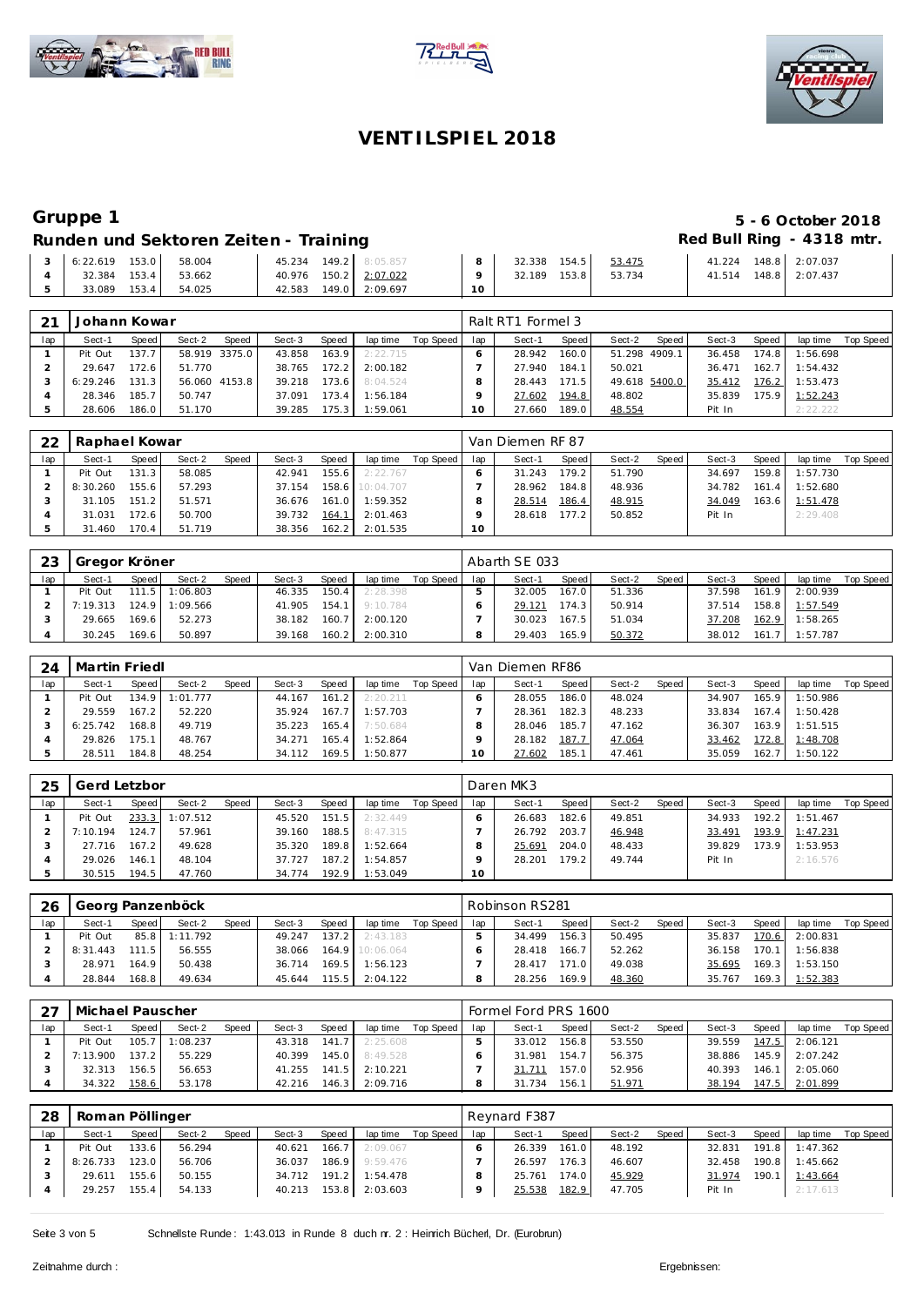# VENTILSPIEL 2018

## Gruppe 1

**5 - 6 October 2018**

### Runden und Sektoren Zeiten - Training

**Red Bull Ring - 4318 mtr.**

| 3 | 6:22.619 | 153.0 | 58.004 | | 45.234 | 149.2 | 8:05.857 | | 8 | 32.338 | 154.5 | 53.475 | | 41.224 | 148.8 | 2:07.037 | |
|---|---|---|---|---|---|---|---|---|---|---|---|---|---|---|---|---|---|
| 4 | 32.384 | 153.4 | 53.662 | | 40.976 | 150.2 | 2:07.022 | | 9 | 32.189 | 153.8 | 53.734 | | 41.514 | 148.8 | 2:07.437 | |
| 5 | 33.089 | 153.4 | 54.025 | | 42.583 | 149.0 | 2:09.697 | | 10 | | | | | | | | |

**21 Johann Kowar** — Ralt RT1 Formel 3

| lap | Sect-1 | Speed | Sect-2 | Speed | Sect-3 | Speed | lap time | Top Speed | lap | Sect-1 | Speed | Sect-2 | Speed | Sect-3 | Speed | lap time | Top Speed |
|---|---|---|---|---|---|---|---|---|---|---|---|---|---|---|---|---|---|
| 1 | Pit Out | 137.7 | 58.919 | 3375.0 | 43.858 | 163.9 | 2:22.715 | | 6 | 28.942 | 160.0 | 51.298 | 4909.1 | 36.458 | 174.8 | 1:56.698 | |
| 2 | 29.647 | 172.6 | 51.770 | | 38.765 | 172.2 | 2:00.182 | | 7 | 27.940 | 184.1 | 50.021 | | 36.471 | 162.7 | 1:54.432 | |
| 3 | 6:29.246 | 131.3 | 56.060 | 4153.8 | 39.218 | 173.6 | 8:04.524 | | 8 | 28.443 | 171.5 | 49.618 | 5400.0 | 35.412 | 176.2 | 1:53.473 | |
| 4 | 28.346 | 185.7 | 50.747 | | 37.091 | 173.4 | 1:56.184 | | 9 | 27.602 | 194.8 | 48.802 | | 35.839 | 175.9 | 1:52.243 | |
| 5 | 28.606 | 186.0 | 51.170 | | 39.285 | 175.3 | 1:59.061 | | 10 | 27.660 | 189.0 | 48.554 | | Pit In | | 2:22.222 | |

**22 Raphael Kowar** — Van Diemen RF 87

| lap | Sect-1 | Speed | Sect-2 | Speed | Sect-3 | Speed | lap time | Top Speed | lap | Sect-1 | Speed | Sect-2 | Speed | Sect-3 | Speed | lap time | Top Speed |
|---|---|---|---|---|---|---|---|---|---|---|---|---|---|---|---|---|---|
| 1 | Pit Out | 131.3 | 58.085 | | 42.941 | 155.6 | 2:22.767 | | 6 | 31.243 | 179.2 | 51.790 | | 34.697 | 159.8 | 1:57.730 | |
| 2 | 8:30.260 | 155.6 | 57.293 | | 37.154 | 158.6 | 10:04.707 | | 7 | 28.962 | 184.8 | 48.936 | | 34.782 | 161.4 | 1:52.680 | |
| 3 | 31.105 | 151.2 | 51.571 | | 36.676 | 161.0 | 1:59.352 | | 8 | 28.514 | 186.4 | 48.915 | | 34.049 | 163.6 | 1:51.478 | |
| 4 | 31.031 | 172.6 | 50.700 | | 39.732 | 164.1 | 2:01.463 | | 9 | 28.618 | 177.2 | 50.852 | | Pit In | | 2:29.408 | |
| 5 | 31.460 | 170.4 | 51.719 | | 38.356 | 162.2 | 2:01.535 | | 10 | | | | | | | | |

**23 Gregor Kröner** — Abarth SE 033

| lap | Sect-1 | Speed | Sect-2 | Speed | Sect-3 | Speed | lap time | Top Speed | lap | Sect-1 | Speed | Sect-2 | Speed | Sect-3 | Speed | lap time | Top Speed |
|---|---|---|---|---|---|---|---|---|---|---|---|---|---|---|---|---|---|
| 1 | Pit Out | 111.5 | 1:06.803 | | 46.335 | 150.4 | 2:28.398 | | 5 | 32.005 | 167.0 | 51.336 | | 37.598 | 161.9 | 2:00.939 | |
| 2 | 7:19.313 | 124.9 | 1:09.566 | | 41.905 | 154.1 | 9:10.784 | | 6 | 29.121 | 174.3 | 50.914 | | 37.514 | 158.8 | 1:57.549 | |
| 3 | 29.665 | 169.6 | 52.273 | | 38.182 | 160.7 | 2:00.120 | | 7 | 30.023 | 167.5 | 51.034 | | 37.208 | 162.9 | 1:58.265 | |
| 4 | 30.245 | 169.6 | 50.897 | | 39.168 | 160.2 | 2:00.310 | | 8 | 29.403 | 165.9 | 50.372 | | 38.012 | 161.7 | 1:57.787 | |

**24 Martin Friedl** — Van Diemen RF86

| lap | Sect-1 | Speed | Sect-2 | Speed | Sect-3 | Speed | lap time | Top Speed | lap | Sect-1 | Speed | Sect-2 | Speed | Sect-3 | Speed | lap time | Top Speed |
|---|---|---|---|---|---|---|---|---|---|---|---|---|---|---|---|---|---|
| 1 | Pit Out | 134.9 | 1:01.777 | | 44.167 | 161.2 | 2:20.211 | | 6 | 28.055 | 186.0 | 48.024 | | 34.907 | 165.9 | 1:50.986 | |
| 2 | 29.559 | 167.2 | 52.220 | | 35.924 | 167.7 | 1:57.703 | | 7 | 28.361 | 182.3 | 48.233 | | 33.834 | 167.4 | 1:50.428 | |
| 3 | 6:25.742 | 168.8 | 49.719 | | 35.223 | 165.4 | 7:50.684 | | 8 | 28.046 | 185.7 | 47.162 | | 36.307 | 163.9 | 1:51.515 | |
| 4 | 29.826 | 175.1 | 48.767 | | 34.271 | 165.4 | 1:52.864 | | 9 | 28.182 | 187.7 | 47.064 | | 33.462 | 172.8 | 1:48.708 | |
| 5 | 28.511 | 184.8 | 48.254 | | 34.112 | 169.5 | 1:50.877 | | 10 | 27.602 | 185.1 | 47.461 | | 35.059 | 162.7 | 1:50.122 | |

**25 Gerd Letzbor** — Daren MK3

| lap | Sect-1 | Speed | Sect-2 | Speed | Sect-3 | Speed | lap time | Top Speed | lap | Sect-1 | Speed | Sect-2 | Speed | Sect-3 | Speed | lap time | Top Speed |
|---|---|---|---|---|---|---|---|---|---|---|---|---|---|---|---|---|---|
| 1 | Pit Out | 233.3 | 1:07.512 | | 45.520 | 151.5 | 2:32.449 | | 6 | 26.683 | 182.6 | 49.851 | | 34.933 | 192.2 | 1:51.467 | |
| 2 | 7:10.194 | 124.7 | 57.961 | | 39.160 | 188.5 | 8:47.315 | | 7 | 26.792 | 203.7 | 46.948 | | 33.491 | 193.9 | 1:47.231 | |
| 3 | 27.716 | 167.2 | 49.628 | | 35.320 | 189.8 | 1:52.664 | | 8 | 25.691 | 204.0 | 48.433 | | 39.829 | 173.9 | 1:53.953 | |
| 4 | 29.026 | 146.1 | 48.104 | | 37.727 | 187.2 | 1:54.857 | | 9 | 28.201 | 179.2 | 49.744 | | Pit In | | 2:16.576 | |
| 5 | 30.515 | 194.5 | 47.760 | | 34.774 | 192.9 | 1:53.049 | | 10 | | | | | | | | |

**26 Georg Panzenböck** — Robinson RS281

| lap | Sect-1 | Speed | Sect-2 | Speed | Sect-3 | Speed | lap time | Top Speed | lap | Sect-1 | Speed | Sect-2 | Speed | Sect-3 | Speed | lap time | Top Speed |
|---|---|---|---|---|---|---|---|---|---|---|---|---|---|---|---|---|---|
| 1 | Pit Out | 85.8 | 1:11.792 | | 49.247 | 137.2 | 2:43.183 | | 5 | 34.499 | 156.3 | 50.495 | | 35.837 | 170.6 | 2:00.831 | |
| 2 | 8:31.443 | 111.5 | 56.555 | | 38.066 | 164.9 | 10:06.064 | | 6 | 28.418 | 166.7 | 52.262 | | 36.158 | 170.1 | 1:56.838 | |
| 3 | 28.971 | 164.9 | 50.438 | | 36.714 | 169.5 | 1:56.123 | | 7 | 28.417 | 171.0 | 49.038 | | 35.695 | 169.3 | 1:53.150 | |
| 4 | 28.844 | 168.8 | 49.634 | | 45.644 | 115.5 | 2:04.122 | | 8 | 28.256 | 169.9 | 48.360 | | 35.767 | 169.3 | 1:52.383 | |

**27 Michael Pauscher** — Formel Ford PRS 1600

| lap | Sect-1 | Speed | Sect-2 | Speed | Sect-3 | Speed | lap time | Top Speed | lap | Sect-1 | Speed | Sect-2 | Speed | Sect-3 | Speed | lap time | Top Speed |
|---|---|---|---|---|---|---|---|---|---|---|---|---|---|---|---|---|---|
| 1 | Pit Out | 105.7 | 1:08.237 | | 43.318 | 141.7 | 2:25.608 | | 5 | 33.012 | 156.8 | 53.550 | | 39.559 | 147.5 | 2:06.121 | |
| 2 | 7:13.900 | 137.2 | 55.229 | | 40.399 | 145.0 | 8:49.528 | | 6 | 31.981 | 154.7 | 56.375 | | 38.886 | 145.9 | 2:07.242 | |
| 3 | 32.313 | 156.5 | 56.653 | | 41.255 | 141.5 | 2:10.221 | | 7 | 31.711 | 157.0 | 52.956 | | 40.393 | 146.1 | 2:05.060 | |
| 4 | 34.322 | 158.6 | 53.178 | | 42.216 | 146.3 | 2:09.716 | | 8 | 31.734 | 156.1 | 51.971 | | 38.194 | 147.5 | 2:01.899 | |

**28 Roman Pöllinger** — Reynard F387

| lap | Sect-1 | Speed | Sect-2 | Speed | Sect-3 | Speed | lap time | Top Speed | lap | Sect-1 | Speed | Sect-2 | Speed | Sect-3 | Speed | lap time | Top Speed |
|---|---|---|---|---|---|---|---|---|---|---|---|---|---|---|---|---|---|
| 1 | Pit Out | 133.6 | 56.294 | | 40.621 | 166.7 | 2:09.067 | | 6 | 26.339 | 161.0 | 48.192 | | 32.831 | 191.8 | 1:47.362 | |
| 2 | 8:26.733 | 123.0 | 56.706 | | 36.037 | 186.9 | 9:59.476 | | 7 | 26.597 | 176.3 | 46.607 | | 32.458 | 190.8 | 1:45.662 | |
| 3 | 29.611 | 155.6 | 50.155 | | 34.712 | 191.2 | 1:54.478 | | 8 | 25.761 | 174.0 | 45.929 | | 31.974 | 190.1 | 1:43.664 | |
| 4 | 29.257 | 155.4 | 54.133 | | 40.213 | 153.8 | 2:03.603 | | 9 | 25.538 | 182.9 | 47.705 | | Pit In | | 2:17.613 | |

Schnellste Runde : 1:43.013 in Runde 8 duch nr. 2 : Heinrich Bücherl, Dr. (Eurobrun)

Zeitnahme durch : Ergebnissen: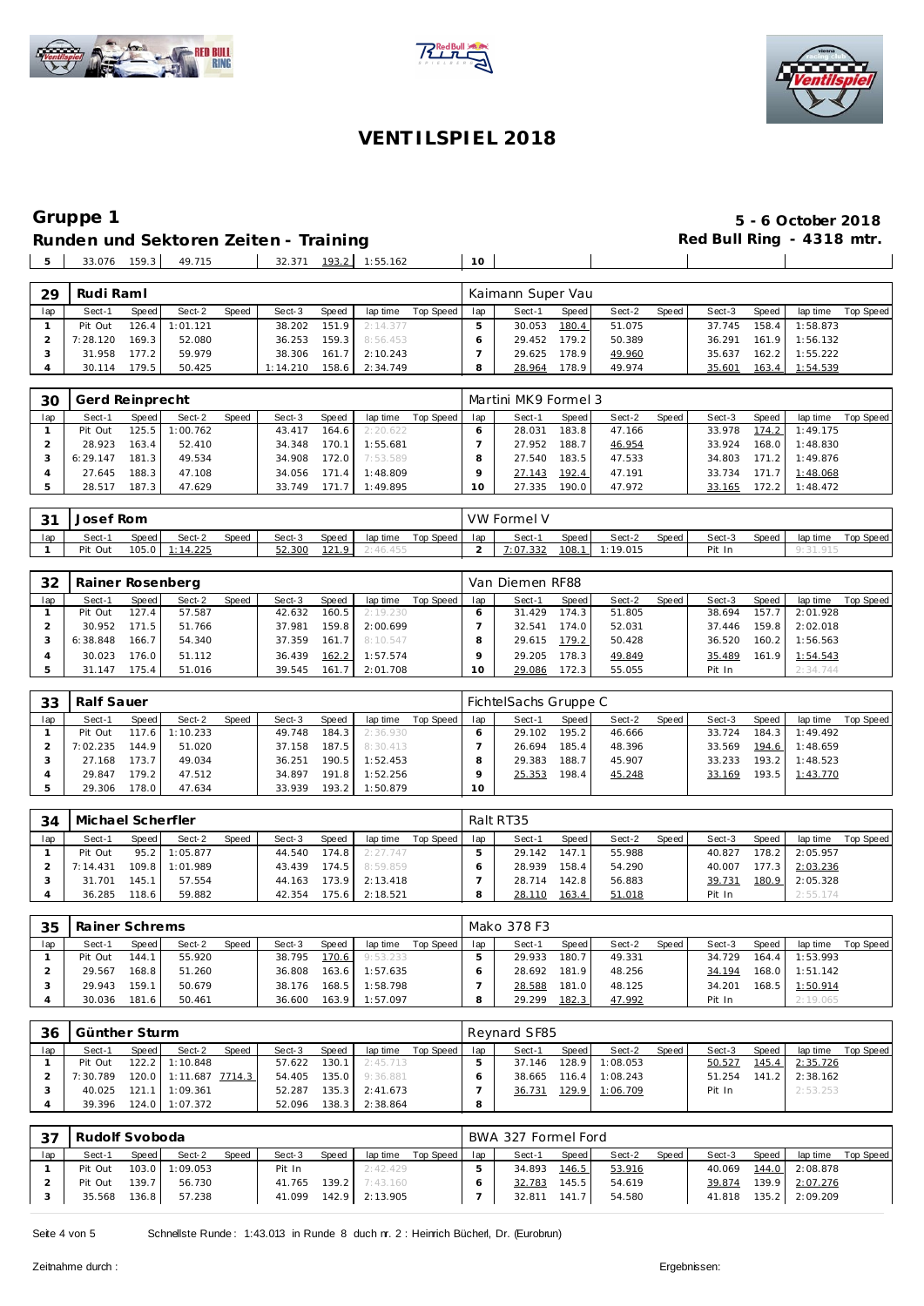# VENTILSPIEL 2018

## Gruppe 1

**Runden und Sektoren Zeiten - Training**

**5 - 6 October 2018**
**Red Bull Ring - 4318 mtr.**

| 5 | 33.076 | 159.3 | 49.715 | | 32.371 | 193.2 | 1:55.162 | | 10 | | | | | | | | |
|---|---|---|---|---|---|---|---|---|---|---|---|---|---|---|---|---|---|

| 29 | Rudi Raml | | | | | | | | Kaimann Super Vau | | | | | | | | |
|---|---|---|---|---|---|---|---|---|---|---|---|---|---|---|---|---|---|
| lap | Sect-1 | Speed | Sect-2 | Speed | Sect-3 | Speed | lap time | Top Speed | lap | Sect-1 | Speed | Sect-2 | Speed | Sect-3 | Speed | lap time | Top Speed |
| 1 | Pit Out | 126.4 | 1:01.121 | | 38.202 | 151.9 | 2:14.377 | | 5 | 30.053 | 180.4 | 51.075 | | 37.745 | 158.4 | 1:58.873 | |
| 2 | 7:28.120 | 169.3 | 52.080 | | 36.253 | 159.3 | 8:56.453 | | 6 | 29.452 | 179.2 | 50.389 | | 36.291 | 161.9 | 1:56.132 | |
| 3 | 31.958 | 177.2 | 59.979 | | 38.306 | 161.7 | 2:10.243 | | 7 | 29.625 | 178.9 | 49.960 | | 35.637 | 162.2 | 1:55.222 | |
| 4 | 30.114 | 179.5 | 50.425 | | 1:14.210 | 158.6 | 2:34.749 | | 8 | 28.964 | 178.9 | 49.974 | | 35.601 | 163.4 | 1:54.539 | |

| 30 | Gerd Reinprecht | | | | | | | | Martini MK9 Formel 3 | | | | | | | | |
|---|---|---|---|---|---|---|---|---|---|---|---|---|---|---|---|---|---|
| lap | Sect-1 | Speed | Sect-2 | Speed | Sect-3 | Speed | lap time | Top Speed | lap | Sect-1 | Speed | Sect-2 | Speed | Sect-3 | Speed | lap time | Top Speed |
| 1 | Pit Out | 125.5 | 1:00.762 | | 43.417 | 164.6 | 2:20.622 | | 6 | 28.031 | 183.8 | 47.166 | | 33.978 | 174.2 | 1:49.175 | |
| 2 | 28.923 | 163.4 | 52.410 | | 34.348 | 170.1 | 1:55.681 | | 7 | 27.952 | 188.7 | 46.954 | | 33.924 | 168.0 | 1:48.830 | |
| 3 | 6:29.147 | 181.3 | 49.534 | | 34.908 | 172.0 | 7:53.589 | | 8 | 27.540 | 183.5 | 47.533 | | 34.803 | 171.2 | 1:49.876 | |
| 4 | 27.645 | 188.3 | 47.108 | | 34.056 | 171.4 | 1:48.809 | | 9 | 27.143 | 192.4 | 47.191 | | 33.734 | 171.7 | 1:48.068 | |
| 5 | 28.517 | 187.3 | 47.629 | | 33.749 | 171.7 | 1:49.895 | | 10 | 27.335 | 190.0 | 47.972 | | 33.165 | 172.2 | 1:48.472 | |

| 31 | Josef Rom | | | | | | | | VW Formel V | | | | | | | | |
|---|---|---|---|---|---|---|---|---|---|---|---|---|---|---|---|---|---|
| lap | Sect-1 | Speed | Sect-2 | Speed | Sect-3 | Speed | lap time | Top Speed | lap | Sect-1 | Speed | Sect-2 | Speed | Sect-3 | Speed | lap time | Top Speed |
| 1 | Pit Out | 105.0 | 1:14.225 | | 52.300 | 121.9 | 2:46.455 | | 2 | 7:07.332 | 108.1 | 1:19.015 | | Pit In | | 9:31.915 | |

| 32 | Rainer Rosenberg | | | | | | | | Van Diemen RF88 | | | | | | | | |
|---|---|---|---|---|---|---|---|---|---|---|---|---|---|---|---|---|---|
| lap | Sect-1 | Speed | Sect-2 | Speed | Sect-3 | Speed | lap time | Top Speed | lap | Sect-1 | Speed | Sect-2 | Speed | Sect-3 | Speed | lap time | Top Speed |
| 1 | Pit Out | 127.4 | 57.587 | | 42.632 | 160.5 | 2:19.230 | | 6 | 31.429 | 174.3 | 51.805 | | 38.694 | 157.7 | 2:01.928 | |
| 2 | 30.952 | 171.5 | 51.766 | | 37.981 | 159.8 | 2:00.699 | | 7 | 32.541 | 174.0 | 52.031 | | 37.446 | 159.8 | 2:02.018 | |
| 3 | 6:38.848 | 166.7 | 54.340 | | 37.359 | 161.7 | 8:10.547 | | 8 | 29.615 | 179.2 | 50.428 | | 36.520 | 160.2 | 1:56.563 | |
| 4 | 30.023 | 176.0 | 51.112 | | 36.439 | 162.2 | 1:57.574 | | 9 | 29.205 | 178.3 | 49.849 | | 35.489 | 161.9 | 1:54.543 | |
| 5 | 31.147 | 175.4 | 51.016 | | 39.545 | 161.7 | 2:01.708 | | 10 | 29.086 | 172.3 | 55.055 | | Pit In | | 2:34.744 | |

| 33 | Ralf Sauer | | | | | | | | FichtelSachs Gruppe C | | | | | | | | |
|---|---|---|---|---|---|---|---|---|---|---|---|---|---|---|---|---|---|
| lap | Sect-1 | Speed | Sect-2 | Speed | Sect-3 | Speed | lap time | Top Speed | lap | Sect-1 | Speed | Sect-2 | Speed | Sect-3 | Speed | lap time | Top Speed |
| 1 | Pit Out | 117.6 | 1:10.233 | | 49.748 | 184.3 | 2:36.930 | | 6 | 29.102 | 195.2 | 46.666 | | 33.724 | 184.3 | 1:49.492 | |
| 2 | 7:02.235 | 144.9 | 51.020 | | 37.158 | 187.5 | 8:30.413 | | 7 | 26.694 | 185.4 | 48.396 | | 33.569 | 194.6 | 1:48.659 | |
| 3 | 27.168 | 173.7 | 49.034 | | 36.251 | 190.5 | 1:52.453 | | 8 | 29.383 | 188.7 | 45.907 | | 33.233 | 193.2 | 1:48.523 | |
| 4 | 29.847 | 179.2 | 47.512 | | 34.897 | 191.8 | 1:52.256 | | 9 | 25.353 | 198.4 | 45.248 | | 33.169 | 193.5 | 1:43.770 | |
| 5 | 29.306 | 178.0 | 47.634 | | 33.939 | 193.2 | 1:50.879 | | 10 | | | | | | | | |

| 34 | Michael Scherfler | | | | | | | | Ralt RT35 | | | | | | | | |
|---|---|---|---|---|---|---|---|---|---|---|---|---|---|---|---|---|---|
| lap | Sect-1 | Speed | Sect-2 | Speed | Sect-3 | Speed | lap time | Top Speed | lap | Sect-1 | Speed | Sect-2 | Speed | Sect-3 | Speed | lap time | Top Speed |
| 1 | Pit Out | 95.2 | 1:05.877 | | 44.540 | 174.8 | 2:27.747 | | 5 | 29.142 | 147.1 | 55.988 | | 40.827 | 178.2 | 2:05.957 | |
| 2 | 7:14.431 | 109.8 | 1:01.989 | | 43.439 | 174.5 | 8:59.859 | | 6 | 28.939 | 158.4 | 54.290 | | 40.007 | 177.3 | 2:03.236 | |
| 3 | 31.701 | 145.1 | 57.554 | | 44.163 | 173.9 | 2:13.418 | | 7 | 28.714 | 142.8 | 56.883 | | 39.731 | 180.9 | 2:05.328 | |
| 4 | 36.285 | 118.6 | 59.882 | | 42.354 | 175.6 | 2:18.521 | | 8 | 28.110 | 163.4 | 51.018 | | Pit In | | 2:55.174 | |

| 35 | Rainer Schrems | | | | | | | | Mako 378 F3 | | | | | | | | |
|---|---|---|---|---|---|---|---|---|---|---|---|---|---|---|---|---|---|
| lap | Sect-1 | Speed | Sect-2 | Speed | Sect-3 | Speed | lap time | Top Speed | lap | Sect-1 | Speed | Sect-2 | Speed | Sect-3 | Speed | lap time | Top Speed |
| 1 | Pit Out | 144.1 | 55.920 | | 38.795 | 170.6 | 9:53.233 | | 5 | 29.933 | 180.7 | 49.331 | | 34.729 | 164.4 | 1:53.993 | |
| 2 | 29.567 | 168.8 | 51.260 | | 36.808 | 163.6 | 1:57.635 | | 6 | 28.692 | 181.9 | 48.256 | | 34.194 | 168.0 | 1:51.142 | |
| 3 | 29.943 | 159.1 | 50.679 | | 38.176 | 168.5 | 1:58.798 | | 7 | 28.588 | 181.0 | 48.125 | | 34.201 | 168.5 | 1:50.914 | |
| 4 | 30.036 | 181.6 | 50.461 | | 36.600 | 163.9 | 1:57.097 | | 8 | 29.299 | 182.3 | 47.992 | | Pit In | | 2:19.065 | |

| 36 | Günther Sturm | | | | | | | | Reynard SF85 | | | | | | | | |
|---|---|---|---|---|---|---|---|---|---|---|---|---|---|---|---|---|---|
| lap | Sect-1 | Speed | Sect-2 | Speed | Sect-3 | Speed | lap time | Top Speed | lap | Sect-1 | Speed | Sect-2 | Speed | Sect-3 | Speed | lap time | Top Speed |
| 1 | Pit Out | 122.2 | 1:10.848 | | 57.622 | 130.1 | 2:45.713 | | 5 | 37.146 | 128.9 | 1:08.053 | | 50.527 | 145.4 | 2:35.726 | |
| 2 | 7:30.789 | 120.0 | 1:11.687 | 7714.3 | 54.405 | 135.0 | 9:36.881 | | 6 | 38.665 | 116.4 | 1:08.243 | | 51.254 | 141.2 | 2:38.162 | |
| 3 | 40.025 | 121.1 | 1:09.361 | | 52.287 | 135.3 | 2:41.673 | | 7 | 36.731 | 129.9 | 1:06.709 | | Pit In | | 2:53.253 | |
| 4 | 39.396 | 124.0 | 1:07.372 | | 52.096 | 138.3 | 2:38.864 | | 8 | | | | | | | | |

| 37 | Rudolf Svoboda | | | | | | | | BWA 327 Formel Ford | | | | | | | | |
|---|---|---|---|---|---|---|---|---|---|---|---|---|---|---|---|---|---|
| lap | Sect-1 | Speed | Sect-2 | Speed | Sect-3 | Speed | lap time | Top Speed | lap | Sect-1 | Speed | Sect-2 | Speed | Sect-3 | Speed | lap time | Top Speed |
| 1 | Pit Out | 103.0 | 1:09.053 | | Pit In | | 2:42.429 | | 5 | 34.893 | 146.5 | 53.916 | | 40.069 | 144.0 | 2:08.878 | |
| 2 | Pit Out | 139.7 | 56.730 | | 41.765 | 139.2 | 7:43.160 | | 6 | 32.783 | 145.5 | 54.619 | | 39.874 | 139.9 | 2:07.276 | |
| 3 | 35.568 | 136.8 | 57.238 | | 41.099 | 142.9 | 2:13.905 | | 7 | 32.811 | 141.7 | 54.580 | | 41.818 | 135.2 | 2:09.209 | |

Schnellste Runde : 1:43.013 in Runde 8 duch nr. 2 : Heinrich Bücherl, Dr. (Eurobrun)

Zeitnahme durch :

Ergebnissen: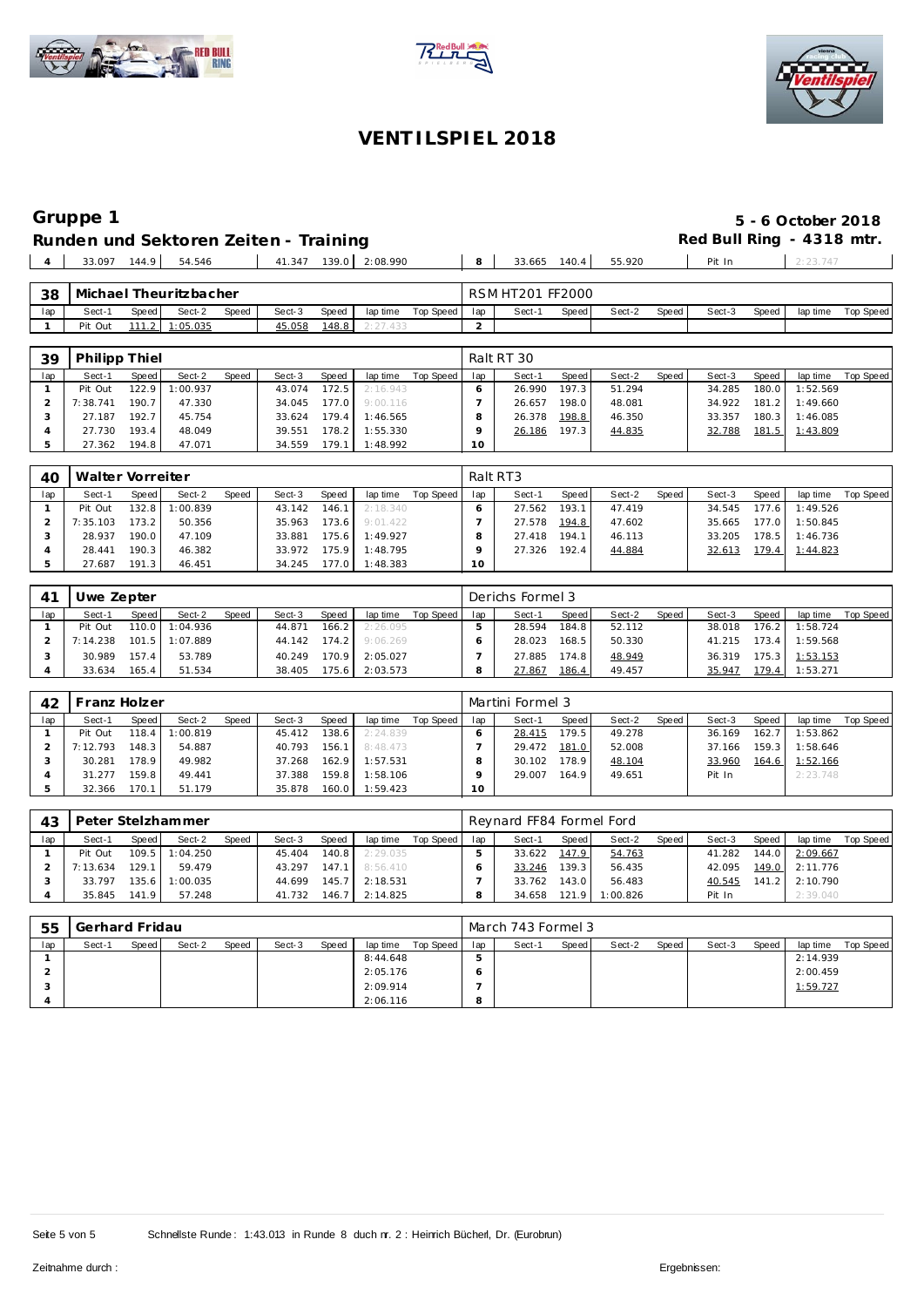# VENTILSPIEL 2018

## Gruppe 1

**Runden und Sektoren Zeiten - Training**

**5 - 6 October 2018**
**Red Bull Ring - 4318 mtr.**

| lap | Sect-1 | Speed | Sect-2 | Speed | Sect-3 | Speed | lap time | Top Speed | lap | Sect-1 | Speed | Sect-2 | Speed | Sect-3 | Speed | lap time | Top Speed |
|---|---|---|---|---|---|---|---|---|---|---|---|---|---|---|---|---|---|
| 4 | 33.097 | 144.9 | 54.546 | | 41.347 | 139.0 | 2:08.990 | | 8 | 33.665 | 140.4 | 55.920 | | Pit In | | 2:23.747 | |

### 38 Michael Theuritzbacher — RSM HT201 FF2000

| lap | Sect-1 | Speed | Sect-2 | Speed | Sect-3 | Speed | lap time | Top Speed | lap | Sect-1 | Speed | Sect-2 | Speed | Sect-3 | Speed | lap time | Top Speed |
|---|---|---|---|---|---|---|---|---|---|---|---|---|---|---|---|---|---|
| 1 | Pit Out | 111.2 | 1:05.035 | | 45.058 | 148.8 | 2:27.433 | | 2 | | | | | | | | |

### 39 Philipp Thiel — Ralt RT 30

| lap | Sect-1 | Speed | Sect-2 | Speed | Sect-3 | Speed | lap time | Top Speed | lap | Sect-1 | Speed | Sect-2 | Speed | Sect-3 | Speed | lap time | Top Speed |
|---|---|---|---|---|---|---|---|---|---|---|---|---|---|---|---|---|---|
| 1 | Pit Out | 122.9 | 1:00.937 | | 43.074 | 172.5 | 2:16.943 | | 6 | 26.990 | 197.3 | 51.294 | | 34.285 | 180.0 | 1:52.569 | |
| 2 | 7:38.741 | 190.7 | 47.330 | | 34.045 | 177.0 | 9:00.116 | | 7 | 26.657 | 198.0 | 48.081 | | 34.922 | 181.2 | 1:49.660 | |
| 3 | 27.187 | 192.7 | 45.754 | | 33.624 | 179.4 | 1:46.565 | | 8 | 26.378 | 198.8 | 46.350 | | 33.357 | 180.3 | 1:46.085 | |
| 4 | 27.730 | 193.4 | 48.049 | | 39.551 | 178.2 | 1:55.330 | | 9 | 26.186 | 197.3 | 44.835 | | 32.788 | 181.5 | 1:43.809 | |
| 5 | 27.362 | 194.8 | 47.071 | | 34.559 | 179.1 | 1:48.992 | | 10 | | | | | | | | |

### 40 Walter Vorreiter — Ralt RT3

| lap | Sect-1 | Speed | Sect-2 | Speed | Sect-3 | Speed | lap time | Top Speed | lap | Sect-1 | Speed | Sect-2 | Speed | Sect-3 | Speed | lap time | Top Speed |
|---|---|---|---|---|---|---|---|---|---|---|---|---|---|---|---|---|---|
| 1 | Pit Out | 132.8 | 1:00.839 | | 43.142 | 146.1 | 2:18.340 | | 6 | 27.562 | 193.1 | 47.419 | | 34.545 | 177.6 | 1:49.526 | |
| 2 | 7:35.103 | 173.2 | 50.356 | | 35.963 | 173.6 | 9:01.422 | | 7 | 27.578 | 194.8 | 47.602 | | 35.665 | 177.0 | 1:50.845 | |
| 3 | 28.937 | 190.0 | 47.109 | | 33.881 | 175.6 | 1:49.927 | | 8 | 27.418 | 194.1 | 46.113 | | 33.205 | 178.5 | 1:46.736 | |
| 4 | 28.441 | 190.3 | 46.382 | | 33.972 | 175.9 | 1:48.795 | | 9 | 27.326 | 192.4 | 44.884 | | 32.613 | 179.4 | 1:44.823 | |
| 5 | 27.687 | 191.3 | 46.451 | | 34.245 | 177.0 | 1:48.383 | | 10 | | | | | | | | |

### 41 Uwe Zepter — Derichs Formel 3

| lap | Sect-1 | Speed | Sect-2 | Speed | Sect-3 | Speed | lap time | Top Speed | lap | Sect-1 | Speed | Sect-2 | Speed | Sect-3 | Speed | lap time | Top Speed |
|---|---|---|---|---|---|---|---|---|---|---|---|---|---|---|---|---|---|
| 1 | Pit Out | 110.0 | 1:04.936 | | 44.871 | 166.2 | 2:26.095 | | 5 | 28.594 | 184.8 | 52.112 | | 38.018 | 176.2 | 1:58.724 | |
| 2 | 7:14.238 | 101.5 | 1:07.889 | | 44.142 | 174.2 | 9:06.269 | | 6 | 28.023 | 168.5 | 50.330 | | 41.215 | 173.4 | 1:59.568 | |
| 3 | 30.989 | 157.4 | 53.789 | | 40.249 | 170.9 | 2:05.027 | | 7 | 27.885 | 174.8 | 48.949 | | 36.319 | 175.3 | 1:53.153 | |
| 4 | 33.634 | 165.4 | 51.534 | | 38.405 | 175.6 | 2:03.573 | | 8 | 27.867 | 186.4 | 49.457 | | 35.947 | 179.4 | 1:53.271 | |

### 42 Franz Holzer — Martini Formel 3

| lap | Sect-1 | Speed | Sect-2 | Speed | Sect-3 | Speed | lap time | Top Speed | lap | Sect-1 | Speed | Sect-2 | Speed | Sect-3 | Speed | lap time | Top Speed |
|---|---|---|---|---|---|---|---|---|---|---|---|---|---|---|---|---|---|
| 1 | Pit Out | 118.4 | 1:00.819 | | 45.412 | 138.6 | 2:24.839 | | 6 | 28.415 | 179.5 | 49.278 | | 36.169 | 162.7 | 1:53.862 | |
| 2 | 7:12.793 | 148.3 | 54.887 | | 40.793 | 156.1 | 8:48.473 | | 7 | 29.472 | 181.0 | 52.008 | | 37.166 | 159.3 | 1:58.646 | |
| 3 | 30.281 | 178.9 | 49.982 | | 37.268 | 162.9 | 1:57.531 | | 8 | 30.102 | 178.9 | 48.104 | | 33.960 | 164.6 | 1:52.166 | |
| 4 | 31.277 | 159.8 | 49.441 | | 37.388 | 159.8 | 1:58.106 | | 9 | 29.007 | 164.9 | 49.651 | | Pit In | | 2:23.748 | |
| 5 | 32.366 | 170.1 | 51.179 | | 35.878 | 160.0 | 1:59.423 | | 10 | | | | | | | | |

### 43 Peter Stelzhammer — Reynard FF84 Formel Ford

| lap | Sect-1 | Speed | Sect-2 | Speed | Sect-3 | Speed | lap time | Top Speed | lap | Sect-1 | Speed | Sect-2 | Speed | Sect-3 | Speed | lap time | Top Speed |
|---|---|---|---|---|---|---|---|---|---|---|---|---|---|---|---|---|---|
| 1 | Pit Out | 109.5 | 1:04.250 | | 45.404 | 140.8 | 2:29.035 | | 5 | 33.622 | 147.9 | 54.763 | | 41.282 | 144.0 | 2:09.667 | |
| 2 | 7:13.634 | 129.1 | 59.479 | | 43.297 | 147.1 | 8:56.410 | | 6 | 33.246 | 139.3 | 56.435 | | 42.095 | 149.0 | 2:11.776 | |
| 3 | 33.797 | 135.6 | 1:00.035 | | 44.699 | 145.7 | 2:18.531 | | 7 | 33.762 | 143.0 | 56.483 | | 40.545 | 141.2 | 2:10.790 | |
| 4 | 35.845 | 141.9 | 57.248 | | 41.732 | 146.7 | 2:14.825 | | 8 | 34.658 | 121.9 | 1:00.826 | | Pit In | | 2:39.040 | |

### 55 Gerhard Fridau — March 743 Formel 3

| lap | Sect-1 | Speed | Sect-2 | Speed | Sect-3 | Speed | lap time | Top Speed | lap | Sect-1 | Speed | Sect-2 | Speed | Sect-3 | Speed | lap time | Top Speed |
|---|---|---|---|---|---|---|---|---|---|---|---|---|---|---|---|---|---|
| 1 | | | | | | | 8:44.648 | | 5 | | | | | | | 2:14.939 | |
| 2 | | | | | | | 2:05.176 | | 6 | | | | | | | 2:00.459 | |
| 3 | | | | | | | 2:09.914 | | 7 | | | | | | | 1:59.727 | |
| 4 | | | | | | | 2:06.116 | | 8 | | | | | | | | |

Schnellste Runde : 1:43.013 in Runde 8 duch nr. 2 : Heinrich Bücherl, Dr. (Eurobrun)

Zeitnahme durch :

Ergebnissen: